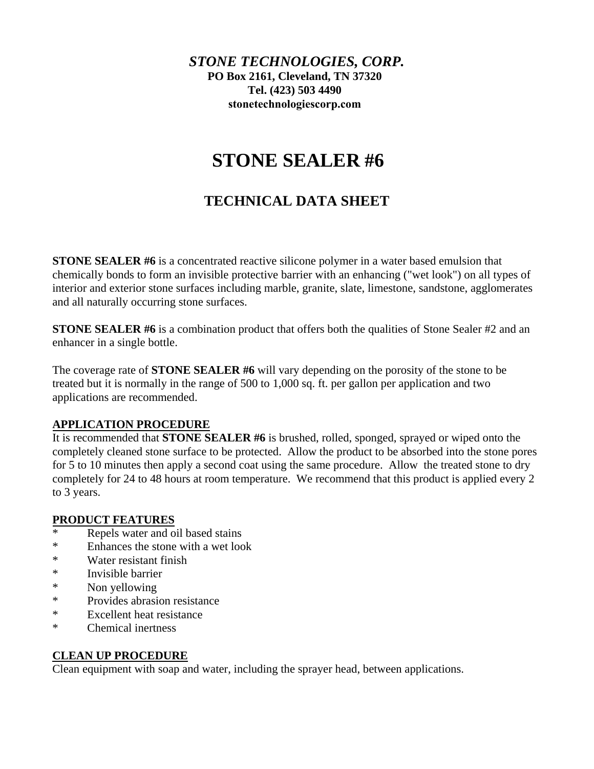***STONE TECHNOLOGIES, CORP.***
**PO Box 2161, Cleveland, TN 37320**
**Tel. (423) 503 4490**
**stonetechnologiescorp.com**

# STONE SEALER #6

## TECHNICAL DATA SHEET

**STONE SEALER #6** is a concentrated reactive silicone polymer in a water based emulsion that chemically bonds to form an invisible protective barrier with an enhancing ("wet look") on all types of interior and exterior stone surfaces including marble, granite, slate, limestone, sandstone, agglomerates and all naturally occurring stone surfaces.

**STONE SEALER #6** is a combination product that offers both the qualities of Stone Sealer #2 and an enhancer in a single bottle.

The coverage rate of **STONE SEALER #6** will vary depending on the porosity of the stone to be treated but it is normally in the range of 500 to 1,000 sq. ft. per gallon per application and two applications are recommended.

**APPLICATION PROCEDURE**

It is recommended that **STONE SEALER #6** is brushed, rolled, sponged, sprayed or wiped onto the completely cleaned stone surface to be protected. Allow the product to be absorbed into the stone pores for 5 to 10 minutes then apply a second coat using the same procedure. Allow the treated stone to dry completely for 24 to 48 hours at room temperature. We recommend that this product is applied every 2 to 3 years.

**PRODUCT FEATURES**

* Repels water and oil based stains
* Enhances the stone with a wet look
* Water resistant finish
* Invisible barrier
* Non yellowing
* Provides abrasion resistance
* Excellent heat resistance
* Chemical inertness

**CLEAN UP PROCEDURE**

Clean equipment with soap and water, including the sprayer head, between applications.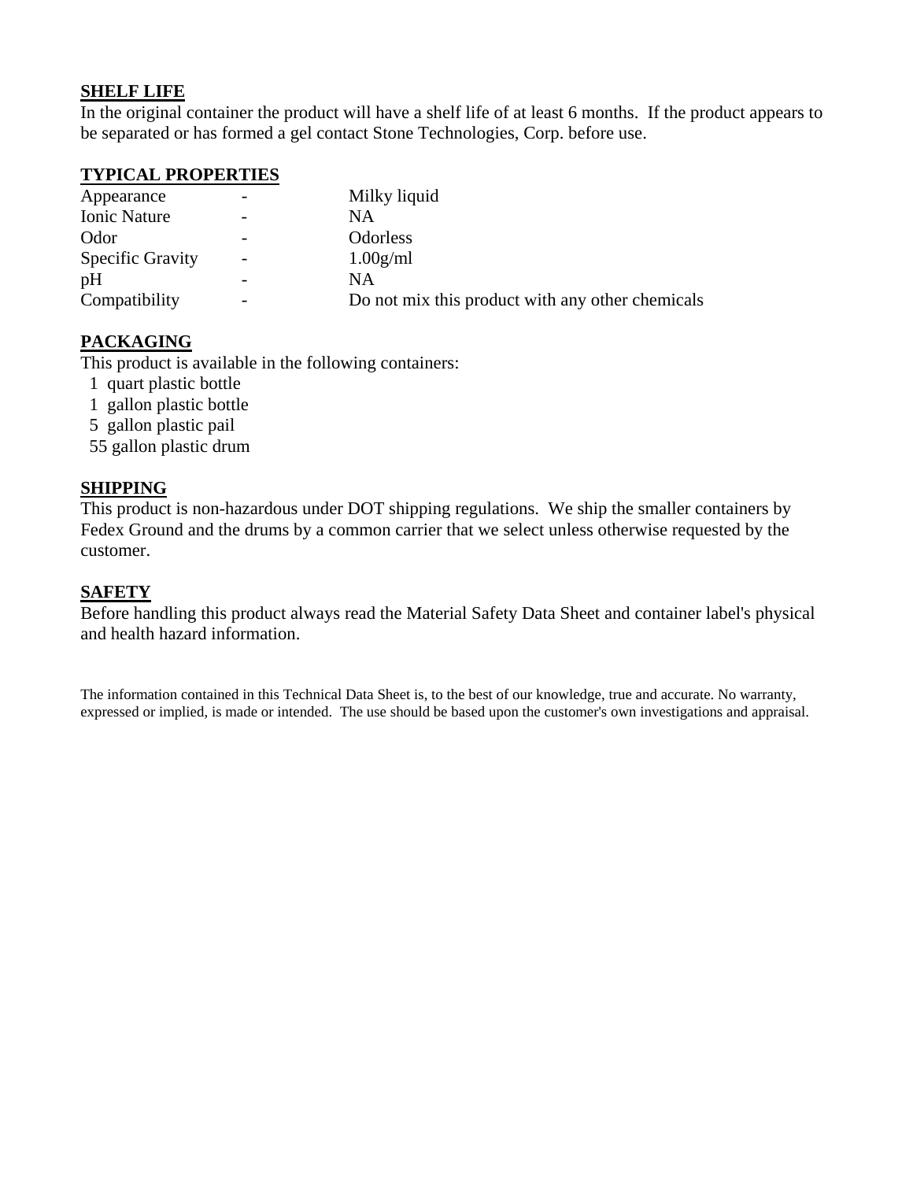## SHELF LIFE

In the original container the product will have a shelf life of at least 6 months. If the product appears to be separated or has formed a gel contact Stone Technologies, Corp. before use.

## TYPICAL PROPERTIES

| | | |
|---|---|---|
| Appearance | - | Milky liquid |
| Ionic Nature | - | NA |
| Odor | - | Odorless |
| Specific Gravity | - | 1.00g/ml |
| pH | - | NA |
| Compatibility | - | Do not mix this product with any other chemicals |

## PACKAGING

This product is available in the following containers:

1 quart plastic bottle
1 gallon plastic bottle
5 gallon plastic pail
55 gallon plastic drum

## SHIPPING

This product is non-hazardous under DOT shipping regulations. We ship the smaller containers by Fedex Ground and the drums by a common carrier that we select unless otherwise requested by the customer.

## SAFETY

Before handling this product always read the Material Safety Data Sheet and container label's physical and health hazard information.

The information contained in this Technical Data Sheet is, to the best of our knowledge, true and accurate. No warranty, expressed or implied, is made or intended. The use should be based upon the customer's own investigations and appraisal.